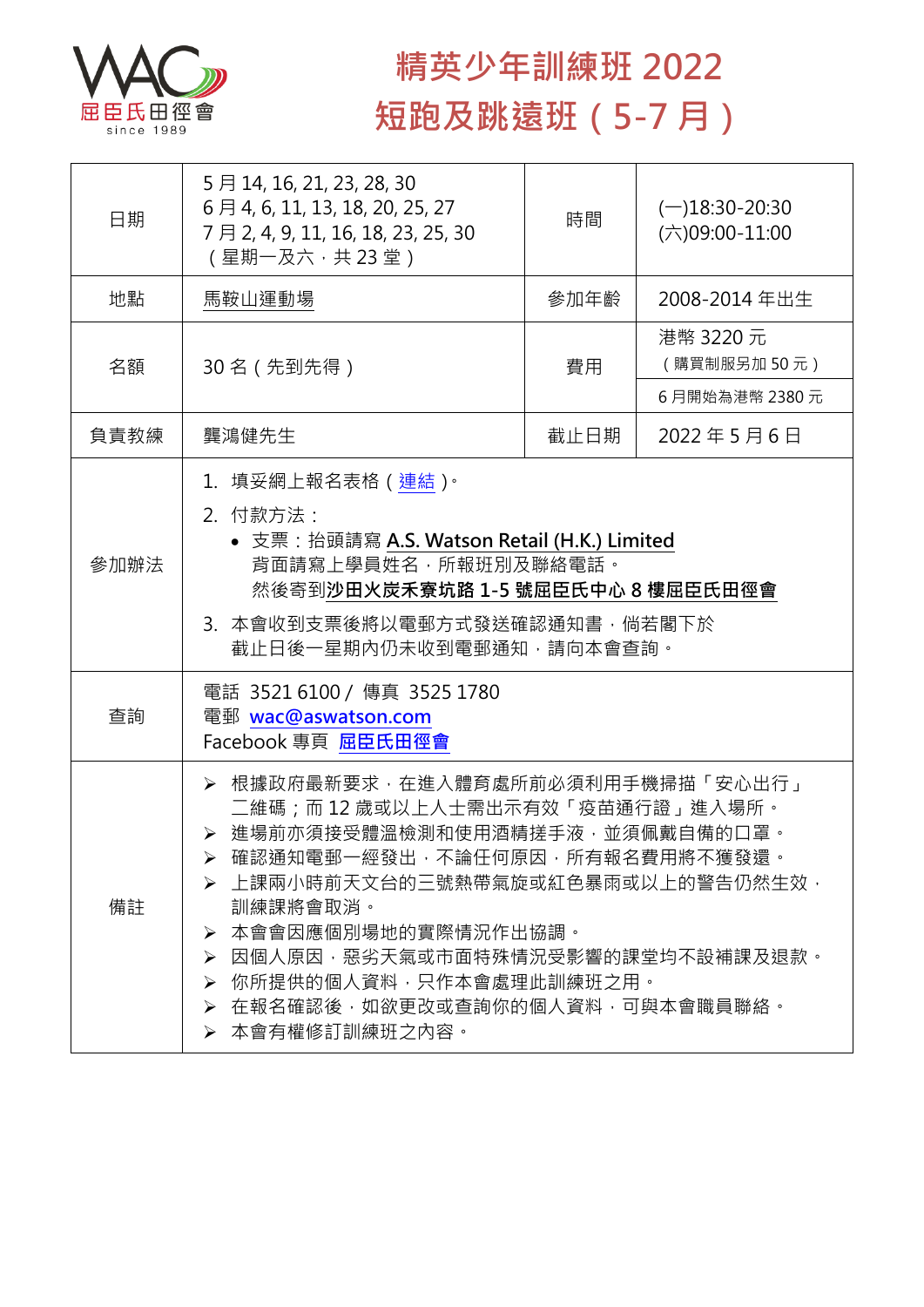屈臣氏田徑會
since 1989

# 精英少年訓練班 2022
# 短跑及跳遠班（5-7 月）

| 日期 | 5 月 14, 16, 21, 23, 28, 30<br>6 月 4, 6, 11, 13, 18, 20, 25, 27<br>7 月 2, 4, 9, 11, 16, 18, 23, 25, 30<br>（星期一及六，共 23 堂） | 時間 | (一)18:30-20:30<br>(六)09:00-11:00 |
|---|---|---|---|
| 地點 | 馬鞍山運動場 | 參加年齡 | 2008-2014 年出生 |
| 名額 | 30 名（先到先得） | 費用 | 港幣 3220 元<br>（購買制服另加 50 元）<br>6 月開始為港幣 2380 元 |
| 負責教練 | 龔鴻健先生 | 截止日期 | 2022 年 5 月 6 日 |
| 參加辦法 | 1. 填妥網上報名表格（連結）。<br>2. 付款方法：<br>• 支票：抬頭請寫 **A.S. Watson Retail (H.K.) Limited**<br>背面請寫上學員姓名，所報班別及聯絡電話。<br>然後寄到**沙田火炭禾寮坑路 1-5 號屈臣氏中心 8 樓屈臣氏田徑會**<br>3. 本會收到支票後將以電郵方式發送確認通知書，倘若閣下於截止日後一星期內仍未收到電郵通知，請向本會查詢。 | | |
| 查詢 | 電話 3521 6100 / 傳真 3525 1780<br>電郵 wac@aswatson.com<br>Facebook 專頁 屈臣氏田徑會 | | |
| 備註 | ➢ 根據政府最新要求，在進入體育處所前必須利用手機掃描「安心出行」二維碼；而 12 歲或以上人士需出示有效「疫苗通行證」進入場所。<br>➢ 進場前亦須接受體溫檢測和使用酒精搓手液，並須佩戴自備的口罩。<br>➢ 確認通知電郵一經發出，不論任何原因，所有報名費用將不獲發還。<br>➢ 上課兩小時前天文台的三號熱帶氣旋或紅色暴雨或以上的警告仍然生效，訓練課將會取消。<br>➢ 本會會因應個別場地的實際情況作出協調。<br>➢ 因個人原因，惡劣天氣或市面特殊情況受影響的課堂均不設補課及退款。<br>➢ 你所提供的個人資料，只作本會處理此訓練班之用。<br>➢ 在報名確認後，如欲更改或查詢你的個人資料，可與本會職員聯絡。<br>➢ 本會有權修訂訓練班之內容。 | | |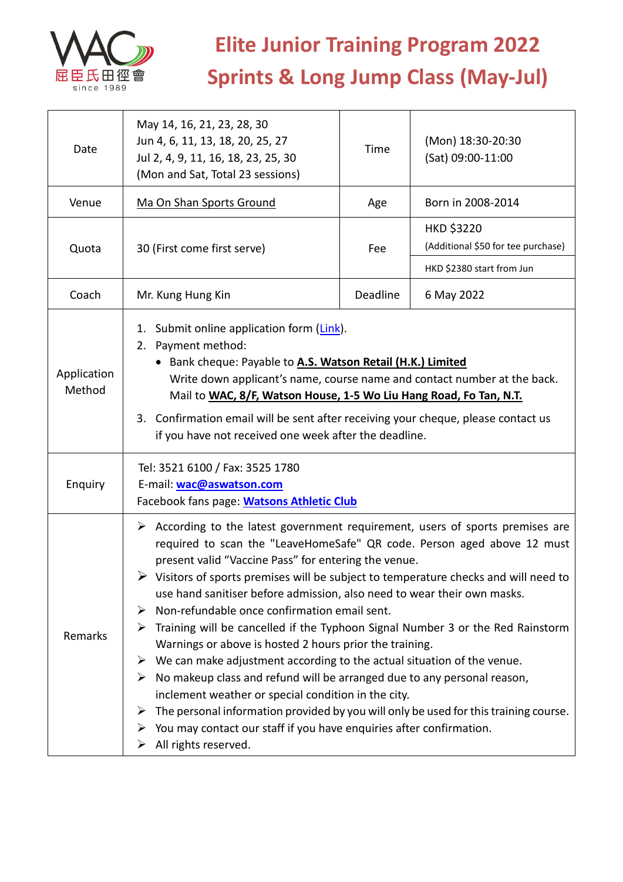# Elite Junior Training Program 2022
# Sprints & Long Jump Class (May-Jul)

| | | | |
|---|---|---|---|
| Date | May 14, 16, 21, 23, 28, 30<br>Jun 4, 6, 11, 13, 18, 20, 25, 27<br>Jul 2, 4, 9, 11, 16, 18, 23, 25, 30<br>(Mon and Sat, Total 23 sessions) | Time | (Mon) 18:30-20:30<br>(Sat) 09:00-11:00 |
| Venue | Ma On Shan Sports Ground | Age | Born in 2008-2014 |
| Quota | 30 (First come first serve) | Fee | HKD $3220<br>(Additional $50 for tee purchase)<br>HKD $2380 start from Jun |
| Coach | Mr. Kung Hung Kin | Deadline | 6 May 2022 |
| Application Method | 1. Submit online application form (Link).<br>2. Payment method:<br>• Bank cheque: Payable to **A.S. Watson Retail (H.K.) Limited**<br>Write down applicant's name, course name and contact number at the back.<br>Mail to **WAC, 8/F, Watson House, 1-5 Wo Liu Hang Road, Fo Tan, N.T.**<br>3. Confirmation email will be sent after receiving your cheque, please contact us if you have not received one week after the deadline. | | |
| Enquiry | Tel: 3521 6100 / Fax: 3525 1780<br>E-mail: **wac@aswatson.com**<br>Facebook fans page: **Watsons Athletic Club** | | |
| Remarks | ➢ According to the latest government requirement, users of sports premises are required to scan the "LeaveHomeSafe" QR code. Person aged above 12 must present valid "Vaccine Pass" for entering the venue.<br>➢ Visitors of sports premises will be subject to temperature checks and will need to use hand sanitiser before admission, also need to wear their own masks.<br>➢ Non-refundable once confirmation email sent.<br>➢ Training will be cancelled if the Typhoon Signal Number 3 or the Red Rainstorm Warnings or above is hosted 2 hours prior the training.<br>➢ We can make adjustment according to the actual situation of the venue.<br>➢ No makeup class and refund will be arranged due to any personal reason, inclement weather or special condition in the city.<br>➢ The personal information provided by you will only be used for this training course.<br>➢ You may contact our staff if you have enquiries after confirmation.<br>➢ All rights reserved. | | |